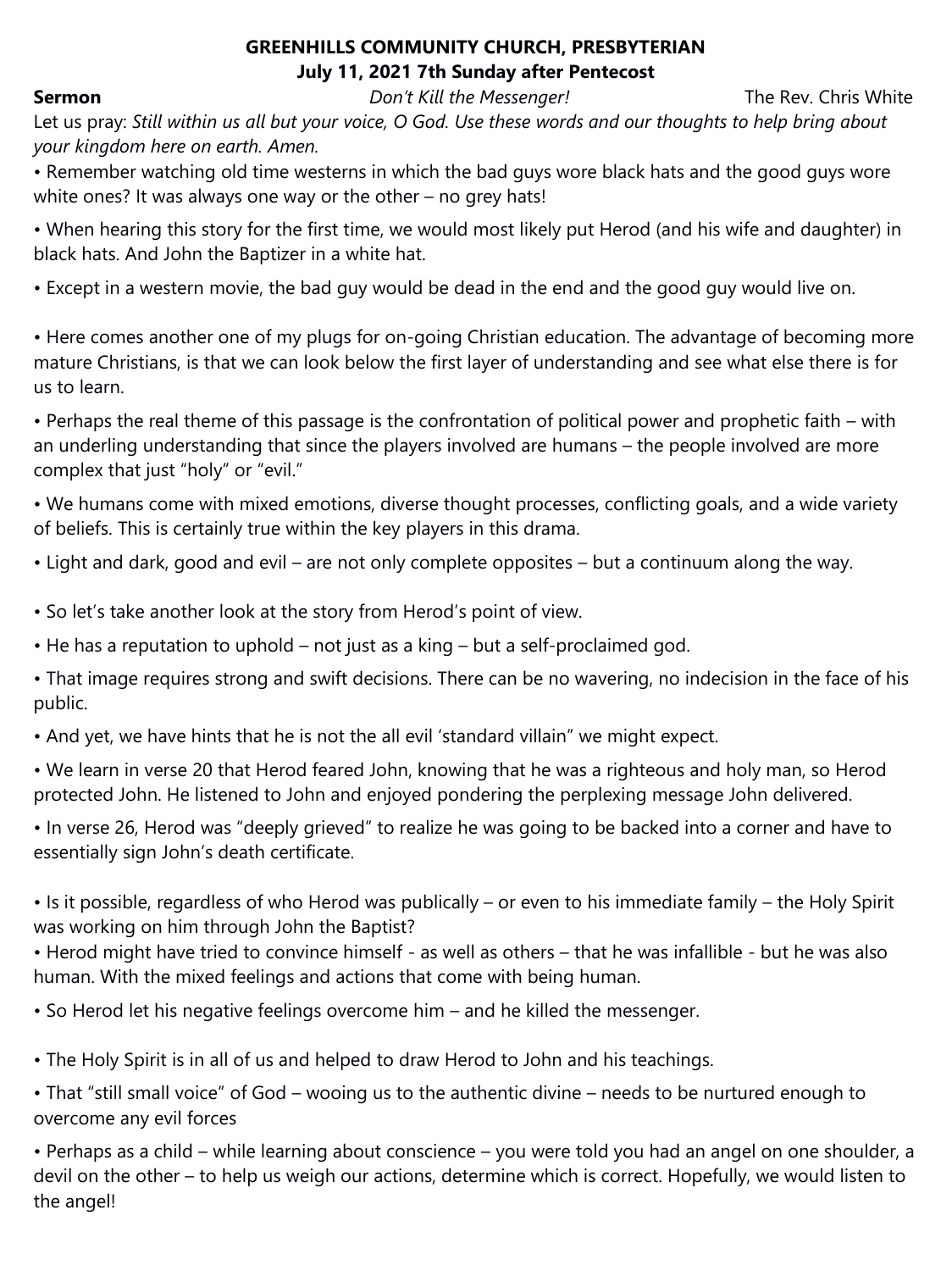**GREENHILLS COMMUNITY CHURCH, PRESBYTERIAN**
**July 11, 2021 7th Sunday after Pentecost**

**Sermon** *Don't Kill the Messenger!* The Rev. Chris White

Let us pray: *Still within us all but your voice, O God. Use these words and our thoughts to help bring about your kingdom here on earth. Amen.*

• Remember watching old time westerns in which the bad guys wore black hats and the good guys wore white ones? It was always one way or the other – no grey hats!

• When hearing this story for the first time, we would most likely put Herod (and his wife and daughter) in black hats. And John the Baptizer in a white hat.

• Except in a western movie, the bad guy would be dead in the end and the good guy would live on.

• Here comes another one of my plugs for on-going Christian education. The advantage of becoming more mature Christians, is that we can look below the first layer of understanding and see what else there is for us to learn.

• Perhaps the real theme of this passage is the confrontation of political power and prophetic faith – with an underling understanding that since the players involved are humans – the people involved are more complex that just "holy" or "evil."

• We humans come with mixed emotions, diverse thought processes, conflicting goals, and a wide variety of beliefs. This is certainly true within the key players in this drama.

• Light and dark, good and evil – are not only complete opposites – but a continuum along the way.

• So let's take another look at the story from Herod's point of view.

• He has a reputation to uphold – not just as a king – but a self-proclaimed god.

• That image requires strong and swift decisions. There can be no wavering, no indecision in the face of his public.

• And yet, we have hints that he is not the all evil 'standard villain" we might expect.

• We learn in verse 20 that Herod feared John, knowing that he was a righteous and holy man, so Herod protected John. He listened to John and enjoyed pondering the perplexing message John delivered.

• In verse 26, Herod was "deeply grieved" to realize he was going to be backed into a corner and have to essentially sign John's death certificate.

• Is it possible, regardless of who Herod was publically – or even to his immediate family – the Holy Spirit was working on him through John the Baptist?

• Herod might have tried to convince himself - as well as others – that he was infallible - but he was also human. With the mixed feelings and actions that come with being human.

• So Herod let his negative feelings overcome him – and he killed the messenger.

• The Holy Spirit is in all of us and helped to draw Herod to John and his teachings.

• That "still small voice" of God – wooing us to the authentic divine – needs to be nurtured enough to overcome any evil forces

• Perhaps as a child – while learning about conscience – you were told you had an angel on one shoulder, a devil on the other – to help us weigh our actions, determine which is correct. Hopefully, we would listen to the angel!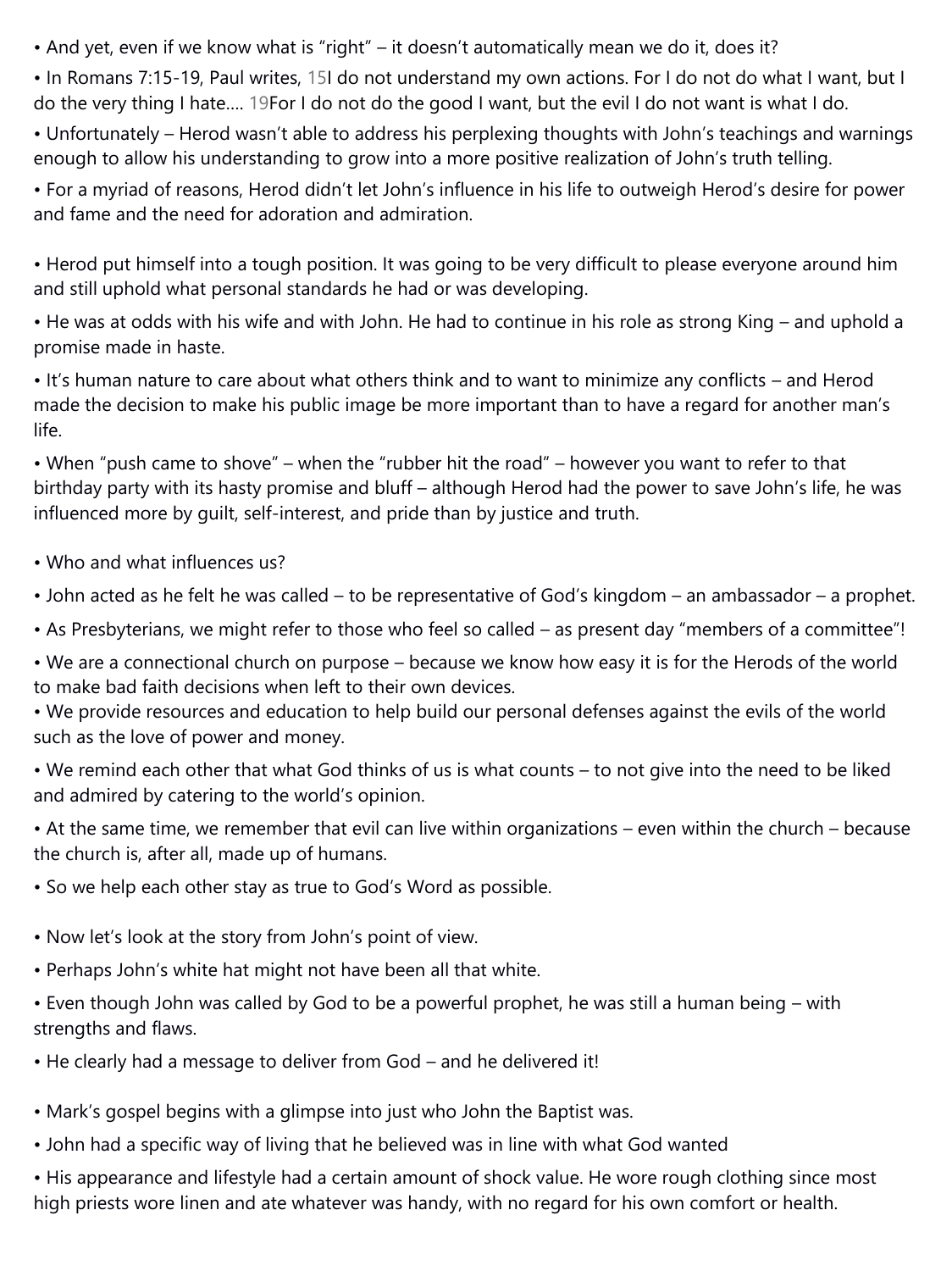- And yet, even if we know what is "right" – it doesn't automatically mean we do it, does it?
- In Romans 7:15-19, Paul writes, 15I do not understand my own actions. For I do not do what I want, but I do the very thing I hate.... 19For I do not do the good I want, but the evil I do not want is what I do.
- Unfortunately – Herod wasn't able to address his perplexing thoughts with John's teachings and warnings enough to allow his understanding to grow into a more positive realization of John's truth telling.
- For a myriad of reasons, Herod didn't let John's influence in his life to outweigh Herod's desire for power and fame and the need for adoration and admiration.

- Herod put himself into a tough position. It was going to be very difficult to please everyone around him and still uphold what personal standards he had or was developing.
- He was at odds with his wife and with John. He had to continue in his role as strong King – and uphold a promise made in haste.
- It's human nature to care about what others think and to want to minimize any conflicts – and Herod made the decision to make his public image be more important than to have a regard for another man's life.
- When "push came to shove" – when the "rubber hit the road" – however you want to refer to that birthday party with its hasty promise and bluff – although Herod had the power to save John's life, he was influenced more by guilt, self-interest, and pride than by justice and truth.

- Who and what influences us?
- John acted as he felt he was called – to be representative of God's kingdom – an ambassador – a prophet.
- As Presbyterians, we might refer to those who feel so called – as present day "members of a committee"!
- We are a connectional church on purpose – because we know how easy it is for the Herods of the world to make bad faith decisions when left to their own devices.
- We provide resources and education to help build our personal defenses against the evils of the world such as the love of power and money.
- We remind each other that what God thinks of us is what counts – to not give into the need to be liked and admired by catering to the world's opinion.
- At the same time, we remember that evil can live within organizations – even within the church – because the church is, after all, made up of humans.
- So we help each other stay as true to God's Word as possible.

- Now let's look at the story from John's point of view.
- Perhaps John's white hat might not have been all that white.
- Even though John was called by God to be a powerful prophet, he was still a human being – with strengths and flaws.
- He clearly had a message to deliver from God – and he delivered it!

- Mark's gospel begins with a glimpse into just who John the Baptist was.
- John had a specific way of living that he believed was in line with what God wanted
- His appearance and lifestyle had a certain amount of shock value. He wore rough clothing since most high priests wore linen and ate whatever was handy, with no regard for his own comfort or health.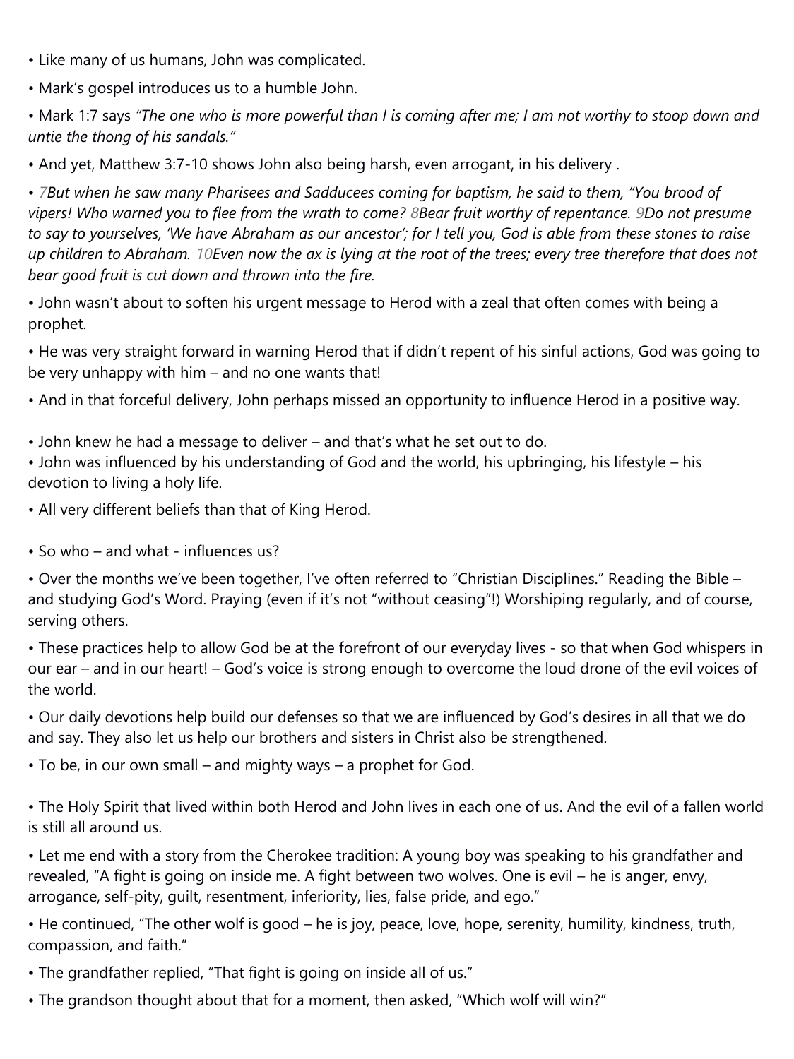- Like many of us humans, John was complicated.
- Mark's gospel introduces us to a humble John.
- Mark 1:7 says *"The one who is more powerful than I is coming after me; I am not worthy to stoop down and untie the thong of his sandals."*
- And yet, Matthew 3:7-10 shows John also being harsh, even arrogant, in his delivery .
- *7But when he saw many Pharisees and Sadducees coming for baptism, he said to them, "You brood of vipers! Who warned you to flee from the wrath to come? 8Bear fruit worthy of repentance. 9Do not presume to say to yourselves, 'We have Abraham as our ancestor'; for I tell you, God is able from these stones to raise up children to Abraham. 10Even now the ax is lying at the root of the trees; every tree therefore that does not bear good fruit is cut down and thrown into the fire.*
- John wasn't about to soften his urgent message to Herod with a zeal that often comes with being a prophet.
- He was very straight forward in warning Herod that if didn't repent of his sinful actions, God was going to be very unhappy with him – and no one wants that!
- And in that forceful delivery, John perhaps missed an opportunity to influence Herod in a positive way.

- John knew he had a message to deliver – and that's what he set out to do.
- John was influenced by his understanding of God and the world, his upbringing, his lifestyle – his devotion to living a holy life.
- All very different beliefs than that of King Herod.

- So who – and what - influences us?
- Over the months we've been together, I've often referred to "Christian Disciplines." Reading the Bible – and studying God's Word. Praying (even if it's not "without ceasing"!) Worshiping regularly, and of course, serving others.
- These practices help to allow God be at the forefront of our everyday lives - so that when God whispers in our ear – and in our heart! – God's voice is strong enough to overcome the loud drone of the evil voices of the world.
- Our daily devotions help build our defenses so that we are influenced by God's desires in all that we do and say. They also let us help our brothers and sisters in Christ also be strengthened.
- To be, in our own small – and mighty ways – a prophet for God.

- The Holy Spirit that lived within both Herod and John lives in each one of us. And the evil of a fallen world is still all around us.
- Let me end with a story from the Cherokee tradition: A young boy was speaking to his grandfather and revealed, "A fight is going on inside me. A fight between two wolves. One is evil – he is anger, envy, arrogance, self-pity, guilt, resentment, inferiority, lies, false pride, and ego."
- He continued, "The other wolf is good – he is joy, peace, love, hope, serenity, humility, kindness, truth, compassion, and faith."
- The grandfather replied, "That fight is going on inside all of us."
- The grandson thought about that for a moment, then asked, "Which wolf will win?"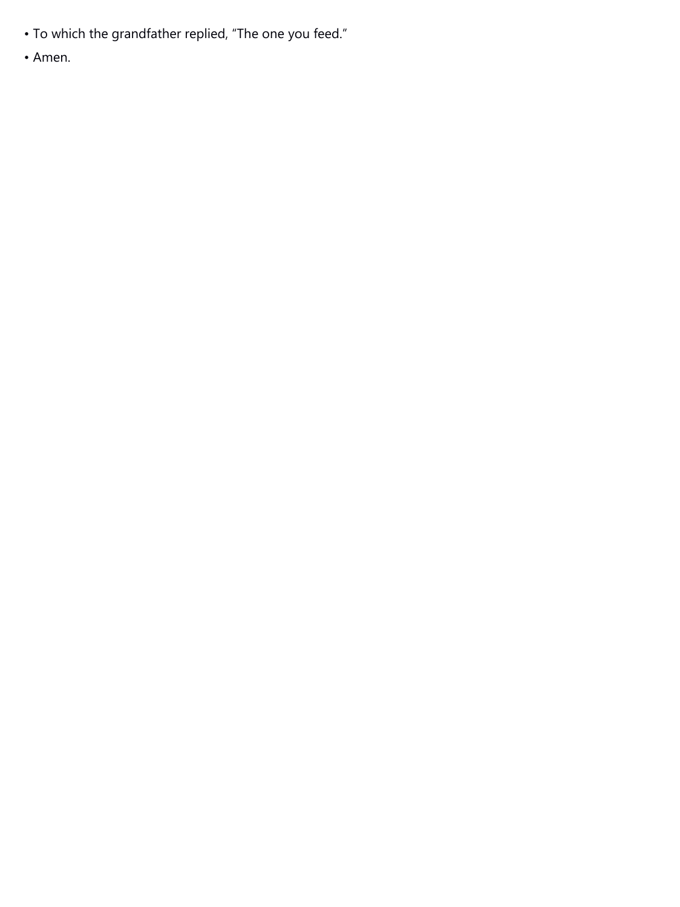- To which the grandfather replied, “The one you feed.”
- Amen.